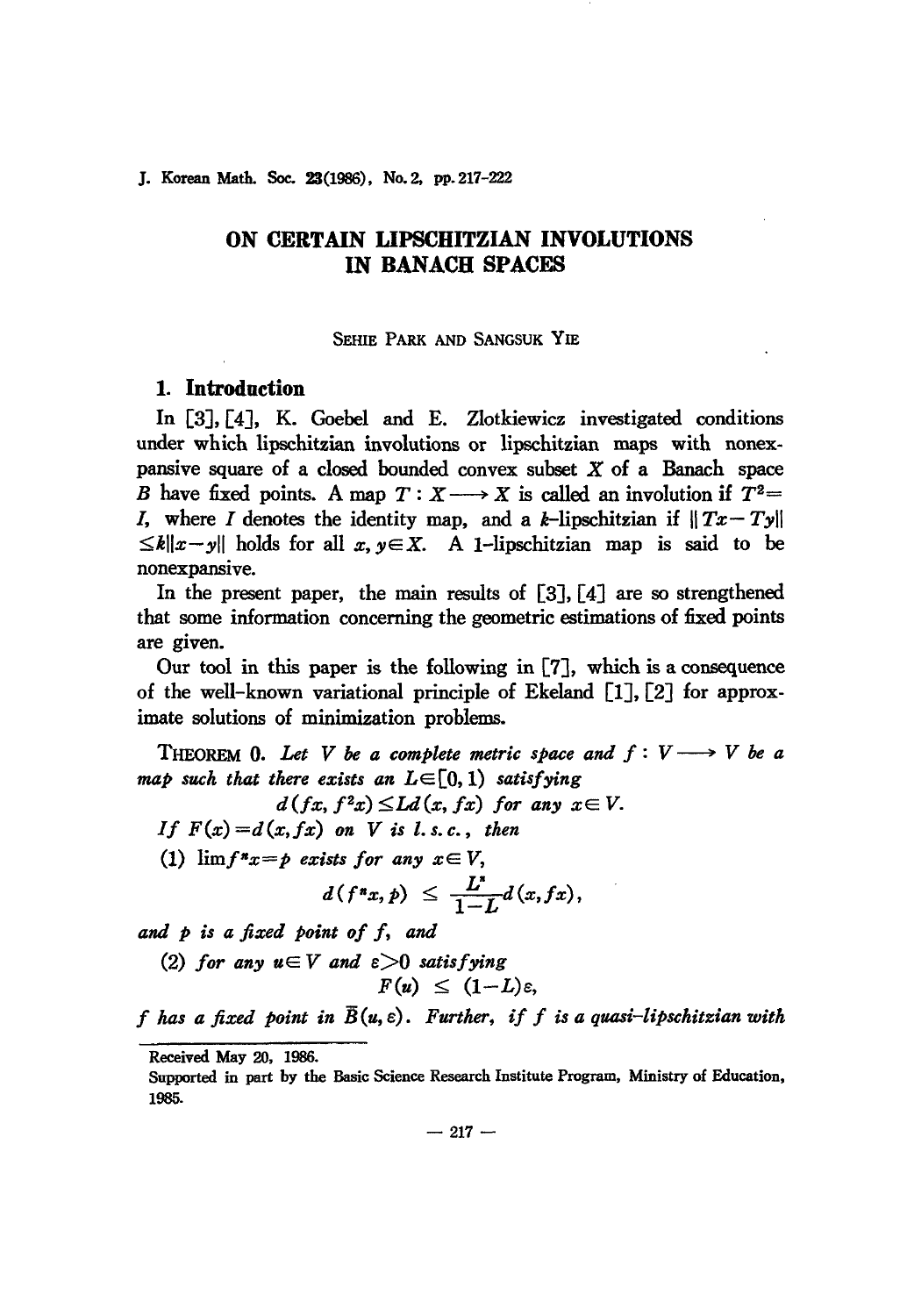# ON CERTAIN LIPSCHITZIAN INVOLUTIONS IN BANACH SPACES

SEHIE PARK AND SANGSUK YIE

## 1. Introduction

In [3], [4], K. Goebel and E. Zlotkiewicz investigated conditions under which lipschitzian involutions or lipschitzian maps with nonexpansive square of a closed bounded convex subset $X$ of a Banach space $B$ have fixed points. A map $T: X \longrightarrow X$ is called an involution if $T^2 = I$, where $I$ denotes the identity map, and a $k$-lipschitzian if $\|Tx - Ty\| \leq k\|x-y\|$ holds for all $x, y \in X$. A 1-lipschitzian map is said to be nonexpansive.

In the present paper, the main results of [3], [4] are so strengthened that some information concerning the geometric estimations of fixed points are given.

Our tool in this paper is the following in [7], which is a consequence of the well-known variational principle of Ekeland [1], [2] for approximate solutions of minimization problems.

THEOREM 0. *Let $V$ be a complete metric space and $f: V \longrightarrow V$ be a map such that there exists an $L \in [0, 1)$ satisfying*

$$d(fx, f^2x) \leq Ld(x, fx) \text{ for any } x \in V.$$

*If $F(x) = d(x, fx)$ on $V$ is l. s. c., then*

*(1) $\lim f^n x = p$ exists for any $x \in V$,*

$$d(f^n x, p) \leq \frac{L^n}{1-L} d(x, fx),$$

*and $p$ is a fixed point of $f$, and*

*(2) for any $u \in V$ and $\varepsilon > 0$ satisfying*

$$F(u) \leq (1-L)\varepsilon,$$

*$f$ has a fixed point in $\bar{B}(u, \varepsilon)$. Further, if $f$ is a quasi-lipschitzian with*

---

Received May 20, 1986.

Supported in part by the Basic Science Research Institute Program, Ministry of Education, 1985.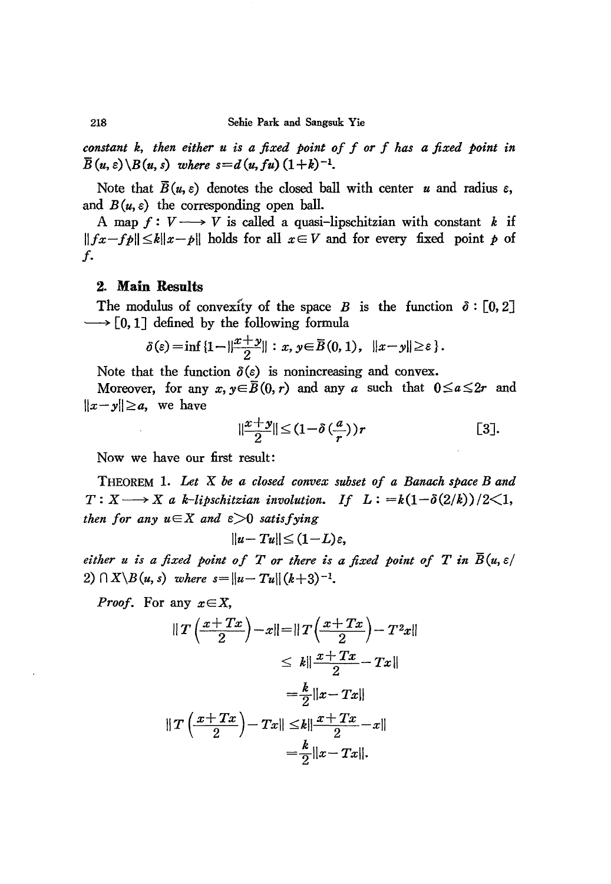*constant $k$, then either $u$ is a fixed point of $f$ or $f$ has a fixed point in $\bar{B}(u,\varepsilon)\backslash B(u,s)$ where $s=d(u,fu)(1+k)^{-1}$.*

Note that $\bar{B}(u,\varepsilon)$ denotes the closed ball with center $u$ and radius $\varepsilon$, and $B(u,\varepsilon)$ the corresponding open ball.

A map $f: V \longrightarrow V$ is called a quasi-lipschitzian with constant $k$ if $\|fx-fp\|\leq k\|x-p\|$ holds for all $x\in V$ and for every fixed point $p$ of $f$.

## 2. Main Results

The modulus of convexity of the space $B$ is the function $\delta : [0,2] \longrightarrow [0,1]$ defined by the following formula

$$\delta(\varepsilon)=\inf\{1-\|\frac{x+y}{2}\| : x,y\in\bar{B}(0,1),\ \|x-y\|\geq\varepsilon\}.$$

Note that the function $\delta(\varepsilon)$ is nonincreasing and convex.

Moreover, for any $x,y\in\bar{B}(0,r)$ and any $a$ such that $0\leq a\leq 2r$ and $\|x-y\|\geq a$, we have

$$\|\frac{x+y}{2}\|\leq(1-\delta(\frac{a}{r}))r \qquad [3].$$

Now we have our first result:

THEOREM 1. *Let $X$ be a closed convex subset of a Banach space $B$ and $T: X\longrightarrow X$ a $k$-lipschitzian involution. If $L: =k(1-\delta(2/k))/2<1$, then for any $u\in X$ and $\varepsilon>0$ satisfying*

$$\|u-Tu\|\leq(1-L)\varepsilon,$$

*either $u$ is a fixed point of $T$ or there is a fixed point of $T$ in $\bar{B}(u,\varepsilon/2)\cap X\backslash B(u,s)$ where $s=\|u-Tu\|(k+3)^{-1}$.*

*Proof.* For any $x\in X$,

$$\begin{aligned}
\|T\left(\frac{x+Tx}{2}\right)-x\| &= \|T\left(\frac{x+Tx}{2}\right)-T^2x\| \\
&\leq k\|\frac{x+Tx}{2}-Tx\| \\
&= \frac{k}{2}\|x-Tx\| \\
\|T\left(\frac{x+Tx}{2}\right)-Tx\| &\leq k\|\frac{x+Tx}{2}-x\| \\
&= \frac{k}{2}\|x-Tx\|.
\end{aligned}$$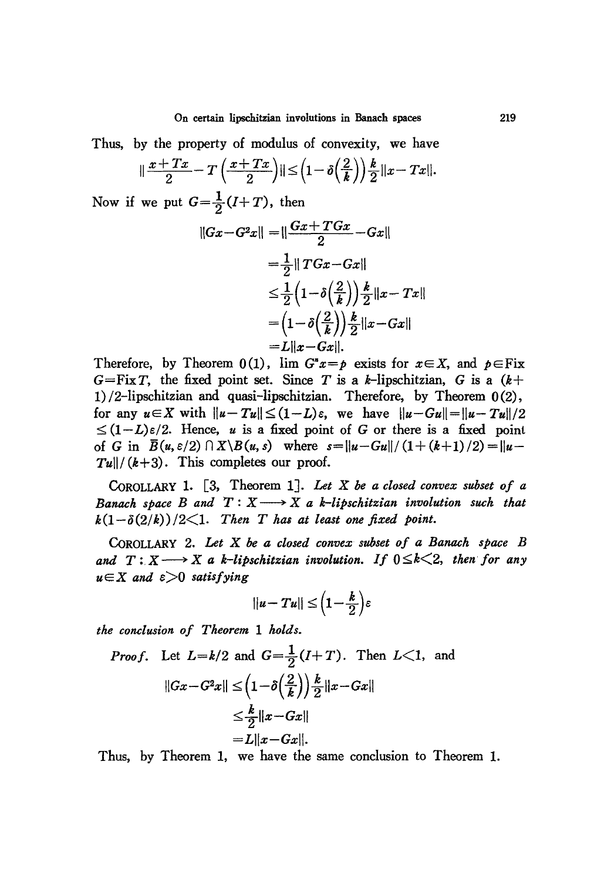Thus, by the property of modulus of convexity, we have

$$\left\| \frac{x+Tx}{2} - T\left(\frac{x+Tx}{2}\right) \right\| \leq \left(1-\delta\left(\frac{2}{k}\right)\right)\frac{k}{2}\|x-Tx\|.$$

Now if we put $G=\frac{1}{2}(I+T)$, then

$$\begin{aligned}
\|Gx-G^2x\| &= \left\|\frac{Gx+TGx}{2}-Gx\right\| \\
&= \frac{1}{2}\|TGx-Gx\| \\
&\leq \frac{1}{2}\left(1-\delta\left(\frac{2}{k}\right)\right)\frac{k}{2}\|x-Tx\| \\
&= \left(1-\delta\left(\frac{2}{k}\right)\right)\frac{k}{2}\|x-Gx\| \\
&= L\|x-Gx\|.
\end{aligned}$$

Therefore, by Theorem 0(1), $\lim G^n x = p$ exists for $x \in X$, and $p \in \mathrm{Fix}\, G = \mathrm{Fix}\, T$, the fixed point set. Since $T$ is a $k$-lipschitzian, $G$ is a $(k+1)/2$-lipschitzian and quasi-lipschitzian. Therefore, by Theorem 0(2), for any $u \in X$ with $\|u-Tu\| \leq (1-L)\varepsilon$, we have $\|u-Gu\| = \|u-Tu\|/2 \leq (1-L)\varepsilon/2$. Hence, $u$ is a fixed point of $G$ or there is a fixed point of $G$ in $\bar{B}(u, \varepsilon/2) \cap X \backslash B(u, s)$ where $s = \|u-Gu\|/(1+(k+1)/2) = \|u-Tu\|/(k+3)$. This completes our proof.

COROLLARY 1. [3, Theorem 1]. *Let $X$ be a closed convex subset of a Banach space $B$ and $T: X \longrightarrow X$ a $k$-lipschitzian involution such that $k(1-\delta(2/k))/2 < 1$. Then $T$ has at least one fixed point.*

COROLLARY 2. *Let $X$ be a closed convex subset of a Banach space $B$ and $T: X \longrightarrow X$ a $k$-lipschitzian involution. If $0 \leq k < 2$, then for any $u \in X$ and $\varepsilon > 0$ satisfying*

$$\|u-Tu\| \leq \left(1-\frac{k}{2}\right)\varepsilon$$

*the conclusion of Theorem 1 holds.*

*Proof.* Let $L = k/2$ and $G = \frac{1}{2}(I+T)$. Then $L<1$, and

$$\begin{aligned}
\|Gx-G^2x\| &\leq \left(1-\delta\left(\frac{2}{k}\right)\right)\frac{k}{2}\|x-Gx\| \\
&\leq \frac{k}{2}\|x-Gx\| \\
&= L\|x-Gx\|.
\end{aligned}$$

Thus, by Theorem 1, we have the same conclusion to Theorem 1.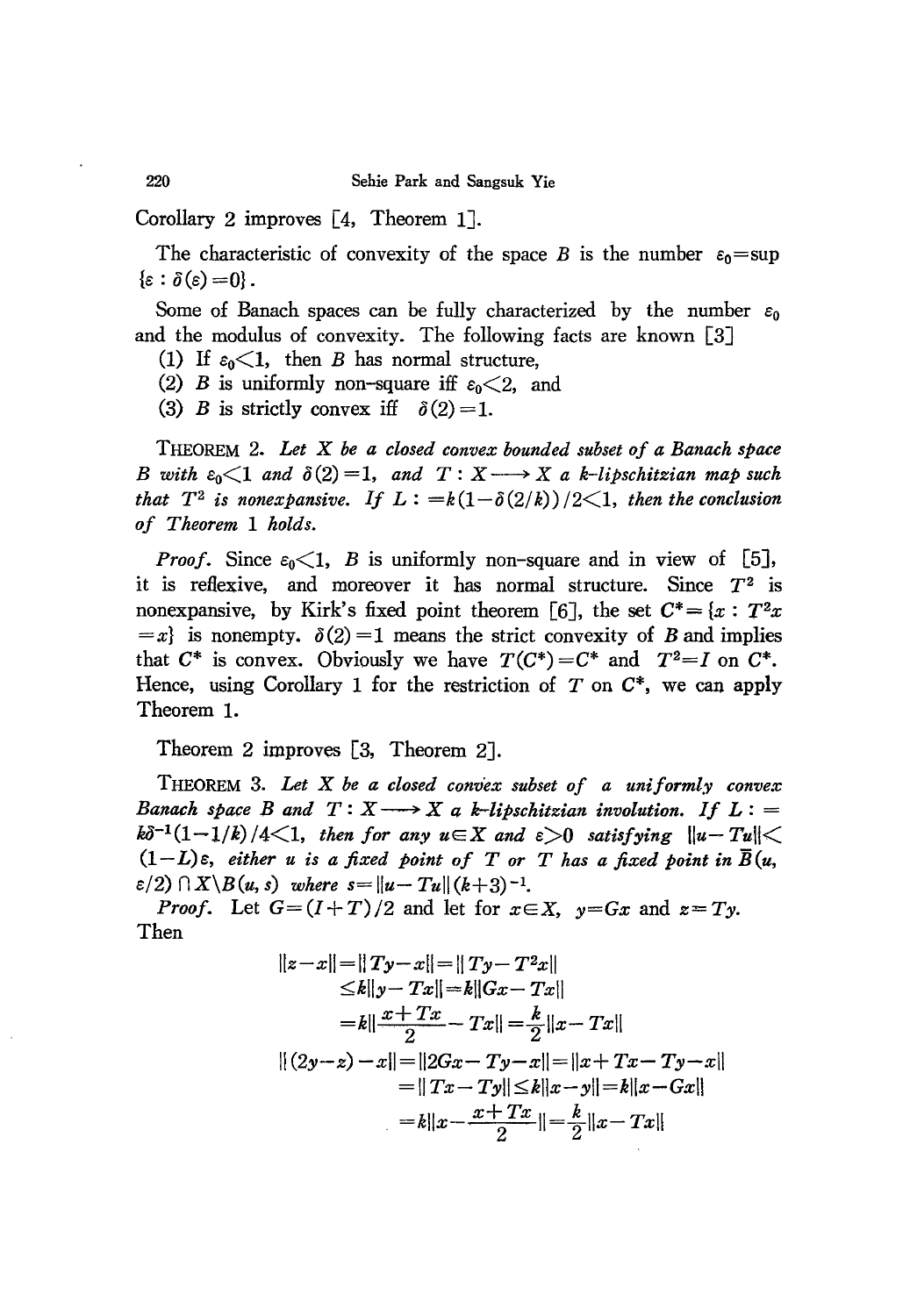Corollary 2 improves [4, Theorem 1].

The characteristic of convexity of the space $B$ is the number $\varepsilon_0 = \sup\{\varepsilon : \delta(\varepsilon) = 0\}$.

Some of Banach spaces can be fully characterized by the number $\varepsilon_0$ and the modulus of convexity. The following facts are known [3]

(1) If $\varepsilon_0 < 1$, then $B$ has normal structure,

(2) $B$ is uniformly non-square iff $\varepsilon_0 < 2$, and

(3) $B$ is strictly convex iff $\delta(2) = 1$.

THEOREM 2. *Let $X$ be a closed convex bounded subset of a Banach space $B$ with $\varepsilon_0 < 1$ and $\delta(2) = 1$, and $T : X \longrightarrow X$ a $k$-lipschitzian map such that $T^2$ is nonexpansive. If $L := k(1 - \delta(2/k))/2 < 1$, then the conclusion of Theorem 1 holds.*

*Proof.* Since $\varepsilon_0 < 1$, $B$ is uniformly non-square and in view of [5], it is reflexive, and moreover it has normal structure. Since $T^2$ is nonexpansive, by Kirk's fixed point theorem [6], the set $C^* = \{x : T^2 x = x\}$ is nonempty. $\delta(2) = 1$ means the strict convexity of $B$ and implies that $C^*$ is convex. Obviously we have $T(C^*) = C^*$ and $T^2 = I$ on $C^*$. Hence, using Corollary 1 for the restriction of $T$ on $C^*$, we can apply Theorem 1.

Theorem 2 improves [3, Theorem 2].

THEOREM 3. *Let $X$ be a closed convex subset of a uniformly convex Banach space $B$ and $T : X \longrightarrow X$ a $k$-lipschitzian involution. If $L := k\delta^{-1}(1 - 1/k)/4 < 1$, then for any $u \in X$ and $\varepsilon > 0$ satisfying $\|u - Tu\| < (1 - L)\varepsilon$, either $u$ is a fixed point of $T$ or $T$ has a fixed point in $\overline{B}(u, \varepsilon/2) \cap X \backslash B(u, s)$ where $s = \|u - Tu\|(k+3)^{-1}$.*

*Proof.* Let $G = (I + T)/2$ and let for $x \in X$, $y = Gx$ and $z = Ty$. Then

$$\begin{aligned}
\|z - x\| &= \|Ty - x\| = \|Ty - T^2 x\| \\
&\leq k\|y - Tx\| = k\|Gx - Tx\| \\
&= k\left\|\frac{x + Tx}{2} - Tx\right\| = \frac{k}{2}\|x - Tx\| \\
\|(2y - z) - x\| &= \|2Gx - Ty - x\| = \|x + Tx - Ty - x\| \\
&= \|Tx - Ty\| \leq k\|x - y\| = k\|x - Gx\| \\
&= k\left\|x - \frac{x + Tx}{2}\right\| = \frac{k}{2}\|x - Tx\|
\end{aligned}$$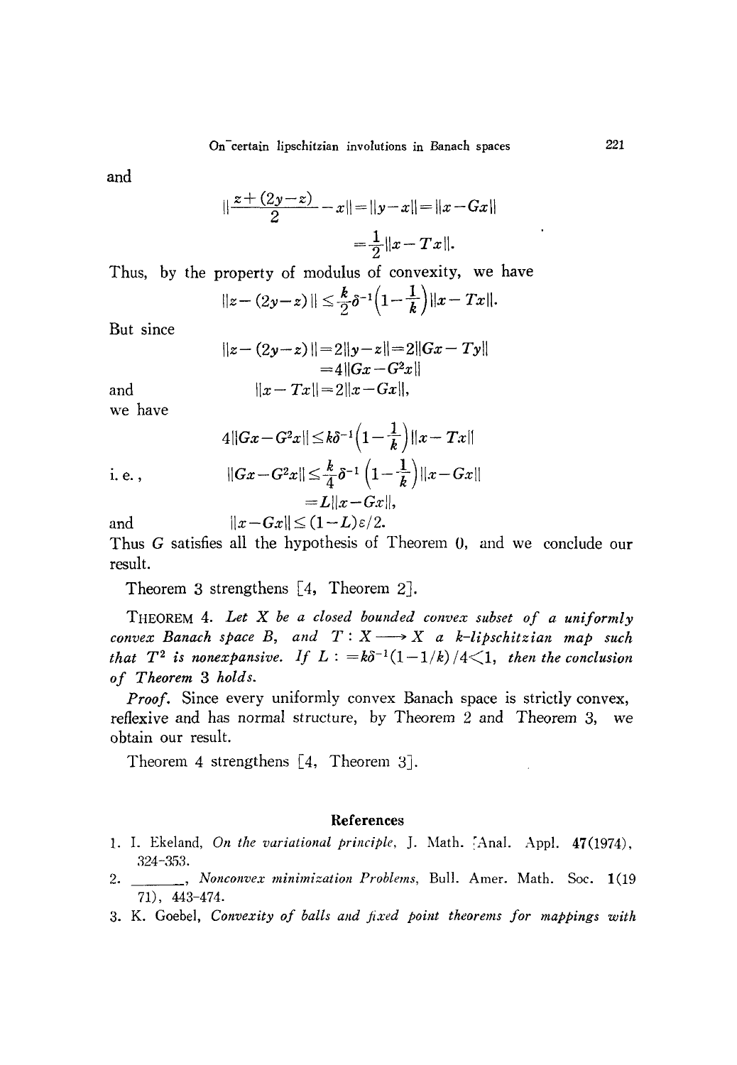and

$$\left\|\frac{z+(2y-z)}{2}-x\right\|=\|y-x\|=\|x-Gx\|$$

$$=\frac{1}{2}\|x-Tx\|.$$

Thus, by the property of modulus of convexity, we have

$$\|z-(2y-z)\|\leq\frac{k}{2}\delta^{-1}\left(1-\frac{1}{k}\right)\|x-Tx\|.$$

But since

$$\|z-(2y-z)\|=2\|y-z\|=2\|Gx-Ty\|$$

$$=4\|Gx-G^2x\|$$

and

$$\|x-Tx\|=2\|x-Gx\|,$$

we have

$$4\|Gx-G^2x\|\leq k\delta^{-1}\left(1-\frac{1}{k}\right)\|x-Tx\|$$

i. e.,

$$\|Gx-G^2x\|\leq\frac{k}{4}\delta^{-1}\left(1-\frac{1}{k}\right)\|x-Gx\|$$

$$=L\|x-Gx\|,$$

and

$$\|x-Gx\|\leq(1-L)\varepsilon/2.$$

Thus $G$ satisfies all the hypothesis of Theorem 0, and we conclude our result.

Theorem 3 strengthens [4, Theorem 2].

THEOREM 4. *Let $X$ be a closed bounded convex subset of a uniformly convex Banach space $B$, and $T: X\longrightarrow X$ a $k$-lipschitzian map such that $T^2$ is nonexpansive. If $L:=k\delta^{-1}(1-1/k)/4<1$, then the conclusion of Theorem 3 holds.*

*Proof.* Since every uniformly convex Banach space is strictly convex, reflexive and has normal structure, by Theorem 2 and Theorem 3, we obtain our result.

Theorem 4 strengthens [4, Theorem 3].

## References

1. I. Ekeland, *On the variational principle*, J. Math. Anal. Appl. **47**(1974), 324-353.
2. ———, *Nonconvex minimization Problems*, Bull. Amer. Math. Soc. **1**(1971), 443-474.
3. K. Goebel, *Convexity of balls and fixed point theorems for mappings with*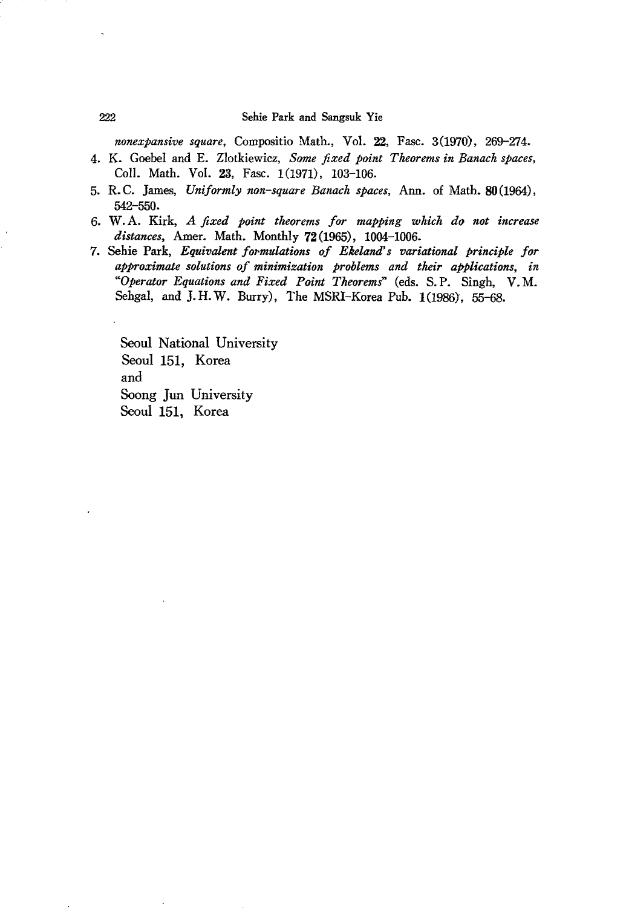*nonexpansive square*, Compositio Math., Vol. **22**, Fasc. 3(1970), 269–274.

4. K. Goebel and E. Zlotkiewicz, *Some fixed point Theorems in Banach spaces*, Coll. Math. Vol. **23**, Fasc. 1(1971), 103–106.
5. R.C. James, *Uniformly non-square Banach spaces*, Ann. of Math. **80**(1964), 542–550.
6. W.A. Kirk, *A fixed point theorems for mapping which do not increase distances*, Amer. Math. Monthly **72**(1965), 1004–1006.
7. Sehie Park, *Equivalent formulations of Ekeland's variational principle for approximate solutions of minimization problems and their applications, in "Operator Equations and Fixed Point Theorems"* (eds. S.P. Singh, V.M. Sehgal, and J.H.W. Burry), The MSRI-Korea Pub. **1**(1986), 55–68.

Seoul National University
Seoul 151, Korea
and
Soong Jun University
Seoul 151, Korea